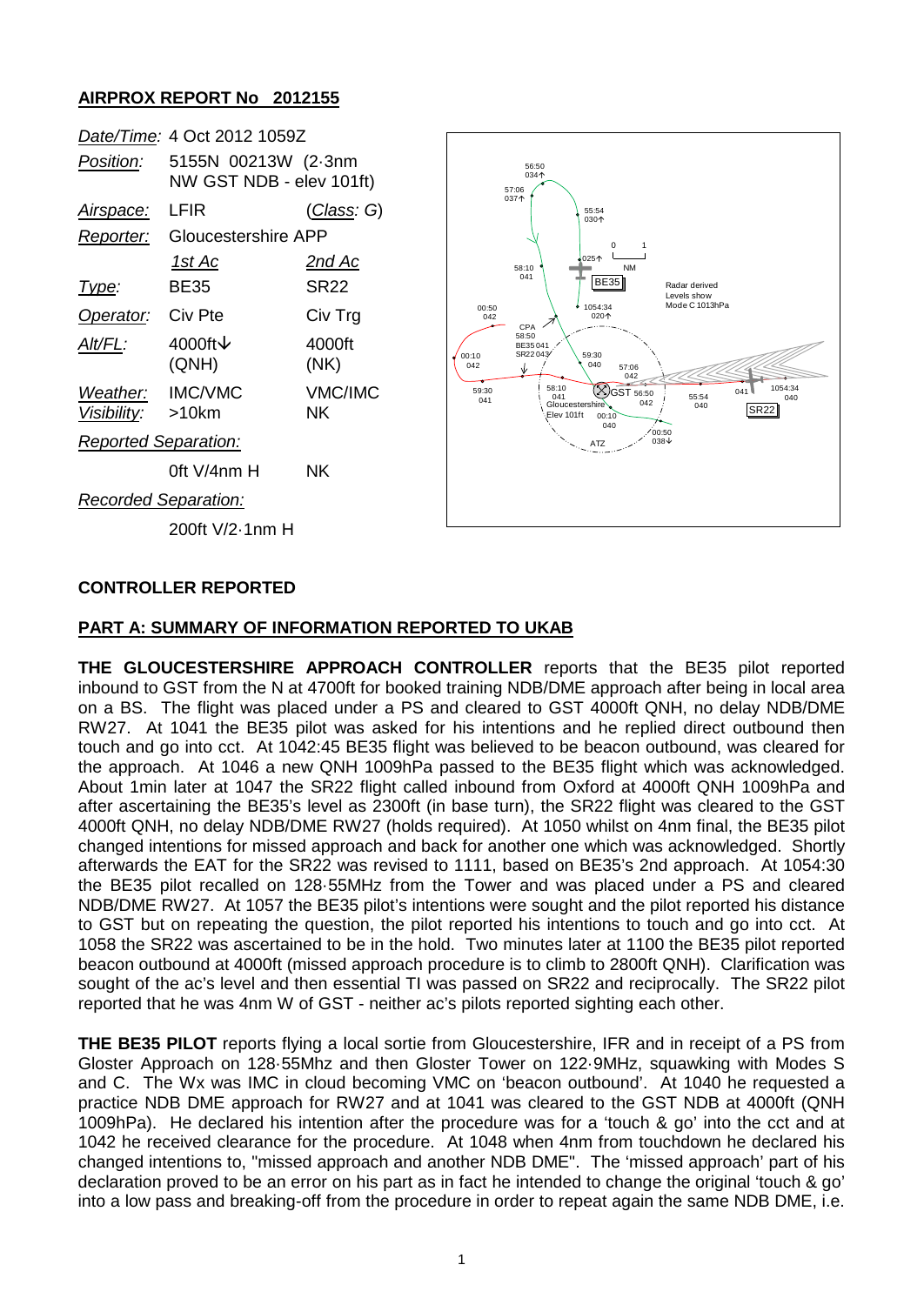# AIRPROX REPORT No 2012155

| | | |
|---|---|---|
| *Date/Time:* | 4 Oct 2012 1059Z | |
| *Position:* | 5155N 00213W (2·3nm NW GST NDB - elev 101ft) | |
| *Airspace:* | LFIR | (*Class*: G) |
| *Reporter:* | Gloucestershire APP | |
| | *1st Ac* | *2nd Ac* |
| *Type:* | BE35 | SR22 |
| *Operator:* | Civ Pte | Civ Trg |
| *Alt/FL:* | 4000ft↓ (QNH) | 4000ft (NK) |
| *Weather:* | IMC/VMC | VMC/IMC |
| *Visibility:* | >10km | NK |
| *Reported Separation:* | | |
| | 0ft V/4nm H | NK |
| *Recorded Separation:* | | |
| | 200ft V/2·1nm H | |

## CONTROLLER REPORTED

## PART A: SUMMARY OF INFORMATION REPORTED TO UKAB

**THE GLOUCESTERSHIRE APPROACH CONTROLLER** reports that the BE35 pilot reported inbound to GST from the N at 4700ft for booked training NDB/DME approach after being in local area on a BS. The flight was placed under a PS and cleared to GST 4000ft QNH, no delay NDB/DME RW27. At 1041 the BE35 pilot was asked for his intentions and he replied direct outbound then touch and go into cct. At 1042:45 BE35 flight was believed to be beacon outbound, was cleared for the approach. At 1046 a new QNH 1009hPa passed to the BE35 flight which was acknowledged. About 1min later at 1047 the SR22 flight called inbound from Oxford at 4000ft QNH 1009hPa and after ascertaining the BE35's level as 2300ft (in base turn), the SR22 flight was cleared to the GST 4000ft QNH, no delay NDB/DME RW27 (holds required). At 1050 whilst on 4nm final, the BE35 pilot changed intentions for missed approach and back for another one which was acknowledged. Shortly afterwards the EAT for the SR22 was revised to 1111, based on BE35's 2nd approach. At 1054:30 the BE35 pilot recalled on 128·55MHz from the Tower and was placed under a PS and cleared NDB/DME RW27. At 1057 the BE35 pilot's intentions were sought and the pilot reported his distance to GST but on repeating the question, the pilot reported his intentions to touch and go into cct. At 1058 the SR22 was ascertained to be in the hold. Two minutes later at 1100 the BE35 pilot reported beacon outbound at 4000ft (missed approach procedure is to climb to 2800ft QNH). Clarification was sought of the ac's level and then essential TI was passed on SR22 and reciprocally. The SR22 pilot reported that he was 4nm W of GST - neither ac's pilots reported sighting each other.

**THE BE35 PILOT** reports flying a local sortie from Gloucestershire, IFR and in receipt of a PS from Gloster Approach on 128·55Mhz and then Gloster Tower on 122·9MHz, squawking with Modes S and C. The Wx was IMC in cloud becoming VMC on 'beacon outbound'. At 1040 he requested a practice NDB DME approach for RW27 and at 1041 was cleared to the GST NDB at 4000ft (QNH 1009hPa). He declared his intention after the procedure was for a 'touch & go' into the cct and at 1042 he received clearance for the procedure. At 1048 when 4nm from touchdown he declared his changed intentions to, "missed approach and another NDB DME". The 'missed approach' part of his declaration proved to be an error on his part as in fact he intended to change the original 'touch & go' into a low pass and breaking-off from the procedure in order to repeat again the same NDB DME, i.e.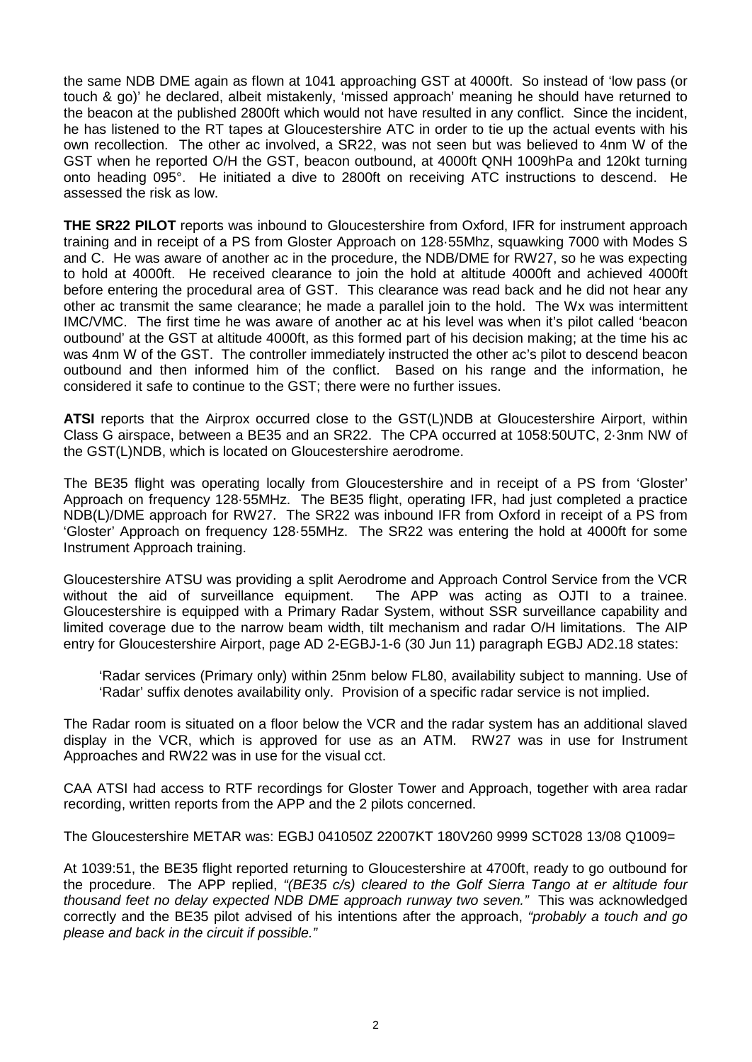the same NDB DME again as flown at 1041 approaching GST at 4000ft. So instead of 'low pass (or touch & go)' he declared, albeit mistakenly, 'missed approach' meaning he should have returned to the beacon at the published 2800ft which would not have resulted in any conflict. Since the incident, he has listened to the RT tapes at Gloucestershire ATC in order to tie up the actual events with his own recollection. The other ac involved, a SR22, was not seen but was believed to 4nm W of the GST when he reported O/H the GST, beacon outbound, at 4000ft QNH 1009hPa and 120kt turning onto heading 095°. He initiated a dive to 2800ft on receiving ATC instructions to descend. He assessed the risk as low.

**THE SR22 PILOT** reports was inbound to Gloucestershire from Oxford, IFR for instrument approach training and in receipt of a PS from Gloster Approach on 128·55Mhz, squawking 7000 with Modes S and C. He was aware of another ac in the procedure, the NDB/DME for RW27, so he was expecting to hold at 4000ft. He received clearance to join the hold at altitude 4000ft and achieved 4000ft before entering the procedural area of GST. This clearance was read back and he did not hear any other ac transmit the same clearance; he made a parallel join to the hold. The Wx was intermittent IMC/VMC. The first time he was aware of another ac at his level was when it's pilot called 'beacon outbound' at the GST at altitude 4000ft, as this formed part of his decision making; at the time his ac was 4nm W of the GST. The controller immediately instructed the other ac's pilot to descend beacon outbound and then informed him of the conflict. Based on his range and the information, he considered it safe to continue to the GST; there were no further issues.

**ATSI** reports that the Airprox occurred close to the GST(L)NDB at Gloucestershire Airport, within Class G airspace, between a BE35 and an SR22. The CPA occurred at 1058:50UTC, 2·3nm NW of the GST(L)NDB, which is located on Gloucestershire aerodrome.

The BE35 flight was operating locally from Gloucestershire and in receipt of a PS from 'Gloster' Approach on frequency 128·55MHz. The BE35 flight, operating IFR, had just completed a practice NDB(L)/DME approach for RW27. The SR22 was inbound IFR from Oxford in receipt of a PS from 'Gloster' Approach on frequency 128·55MHz. The SR22 was entering the hold at 4000ft for some Instrument Approach training.

Gloucestershire ATSU was providing a split Aerodrome and Approach Control Service from the VCR without the aid of surveillance equipment. The APP was acting as OJTI to a trainee. Gloucestershire is equipped with a Primary Radar System, without SSR surveillance capability and limited coverage due to the narrow beam width, tilt mechanism and radar O/H limitations. The AIP entry for Gloucestershire Airport, page AD 2-EGBJ-1-6 (30 Jun 11) paragraph EGBJ AD2.18 states:

> 'Radar services (Primary only) within 25nm below FL80, availability subject to manning. Use of 'Radar' suffix denotes availability only. Provision of a specific radar service is not implied.

The Radar room is situated on a floor below the VCR and the radar system has an additional slaved display in the VCR, which is approved for use as an ATM. RW27 was in use for Instrument Approaches and RW22 was in use for the visual cct.

CAA ATSI had access to RTF recordings for Gloster Tower and Approach, together with area radar recording, written reports from the APP and the 2 pilots concerned.

The Gloucestershire METAR was: EGBJ 041050Z 22007KT 180V260 9999 SCT028 13/08 Q1009=

At 1039:51, the BE35 flight reported returning to Gloucestershire at 4700ft, ready to go outbound for the procedure. The APP replied, *"(BE35 c/s) cleared to the Golf Sierra Tango at er altitude four thousand feet no delay expected NDB DME approach runway two seven."* This was acknowledged correctly and the BE35 pilot advised of his intentions after the approach, *"probably a touch and go please and back in the circuit if possible."*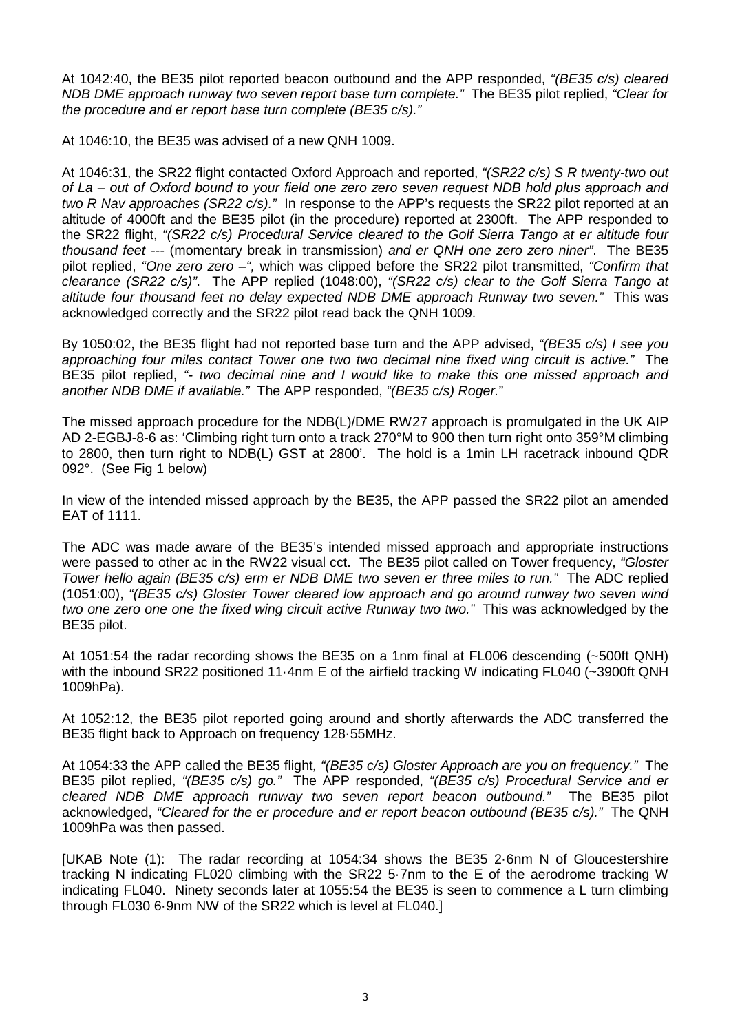At 1042:40, the BE35 pilot reported beacon outbound and the APP responded, *"(BE35 c/s) cleared NDB DME approach runway two seven report base turn complete."* The BE35 pilot replied, *"Clear for the procedure and er report base turn complete (BE35 c/s)."*

At 1046:10, the BE35 was advised of a new QNH 1009.

At 1046:31, the SR22 flight contacted Oxford Approach and reported, *"(SR22 c/s) S R twenty-two out of La – out of Oxford bound to your field one zero zero seven request NDB hold plus approach and two R Nav approaches (SR22 c/s)."* In response to the APP's requests the SR22 pilot reported at an altitude of 4000ft and the BE35 pilot (in the procedure) reported at 2300ft. The APP responded to the SR22 flight, *"(SR22 c/s) Procedural Service cleared to the Golf Sierra Tango at er altitude four thousand feet ---* (momentary break in transmission) *and er QNH one zero zero niner"*. The BE35 pilot replied, *"One zero zero –",* which was clipped before the SR22 pilot transmitted, *"Confirm that clearance (SR22 c/s)"*. The APP replied (1048:00), *"(SR22 c/s) clear to the Golf Sierra Tango at altitude four thousand feet no delay expected NDB DME approach Runway two seven."* This was acknowledged correctly and the SR22 pilot read back the QNH 1009.

By 1050:02, the BE35 flight had not reported base turn and the APP advised, *"(BE35 c/s) I see you approaching four miles contact Tower one two two decimal nine fixed wing circuit is active."* The BE35 pilot replied, *"- two decimal nine and I would like to make this one missed approach and another NDB DME if available."* The APP responded, *"(BE35 c/s) Roger."*

The missed approach procedure for the NDB(L)/DME RW27 approach is promulgated in the UK AIP AD 2-EGBJ-8-6 as: 'Climbing right turn onto a track 270°M to 900 then turn right onto 359°M climbing to 2800, then turn right to NDB(L) GST at 2800'. The hold is a 1min LH racetrack inbound QDR 092°. (See Fig 1 below)

In view of the intended missed approach by the BE35, the APP passed the SR22 pilot an amended EAT of 1111.

The ADC was made aware of the BE35's intended missed approach and appropriate instructions were passed to other ac in the RW22 visual cct. The BE35 pilot called on Tower frequency, *"Gloster Tower hello again (BE35 c/s) erm er NDB DME two seven er three miles to run."* The ADC replied (1051:00), *"(BE35 c/s) Gloster Tower cleared low approach and go around runway two seven wind two one zero one one the fixed wing circuit active Runway two two."* This was acknowledged by the BE35 pilot.

At 1051:54 the radar recording shows the BE35 on a 1nm final at FL006 descending (~500ft QNH) with the inbound SR22 positioned 11·4nm E of the airfield tracking W indicating FL040 (~3900ft QNH 1009hPa).

At 1052:12, the BE35 pilot reported going around and shortly afterwards the ADC transferred the BE35 flight back to Approach on frequency 128·55MHz.

At 1054:33 the APP called the BE35 flight, *"(BE35 c/s) Gloster Approach are you on frequency."* The BE35 pilot replied, *"(BE35 c/s) go."* The APP responded, *"(BE35 c/s) Procedural Service and er cleared NDB DME approach runway two seven report beacon outbound."* The BE35 pilot acknowledged, *"Cleared for the er procedure and er report beacon outbound (BE35 c/s)."* The QNH 1009hPa was then passed.

[UKAB Note (1): The radar recording at 1054:34 shows the BE35 2·6nm N of Gloucestershire tracking N indicating FL020 climbing with the SR22 5·7nm to the E of the aerodrome tracking W indicating FL040. Ninety seconds later at 1055:54 the BE35 is seen to commence a L turn climbing through FL030 6·9nm NW of the SR22 which is level at FL040.]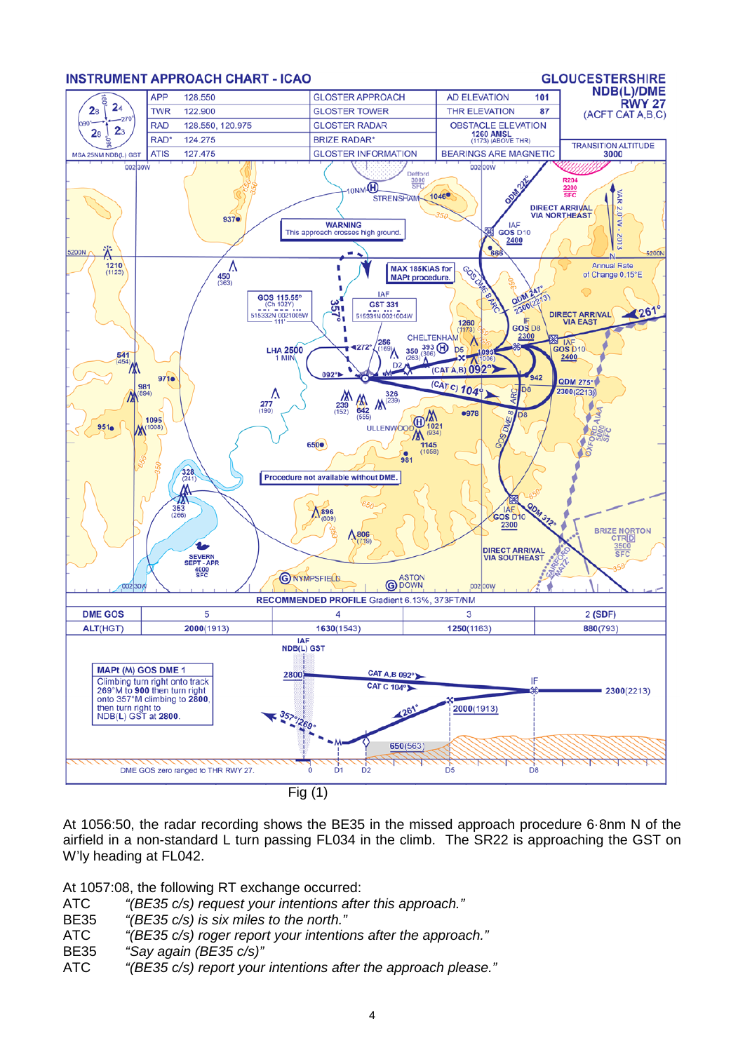Fig (1)

At 1056:50, the radar recording shows the BE35 in the missed approach procedure 6·8nm N of the airfield in a non-standard L turn passing FL034 in the climb. The SR22 is approaching the GST on W'ly heading at FL042.

At 1057:08, the following RT exchange occurred:

| | |
|---|---|
| ATC | *"(BE35 c/s) request your intentions after this approach."* |
| BE35 | *"(BE35 c/s) is six miles to the north."* |
| ATC | *"(BE35 c/s) roger report your intentions after the approach."* |
| BE35 | *"Say again (BE35 c/s)"* |
| ATC | *"(BE35 c/s) report your intentions after the approach please."* |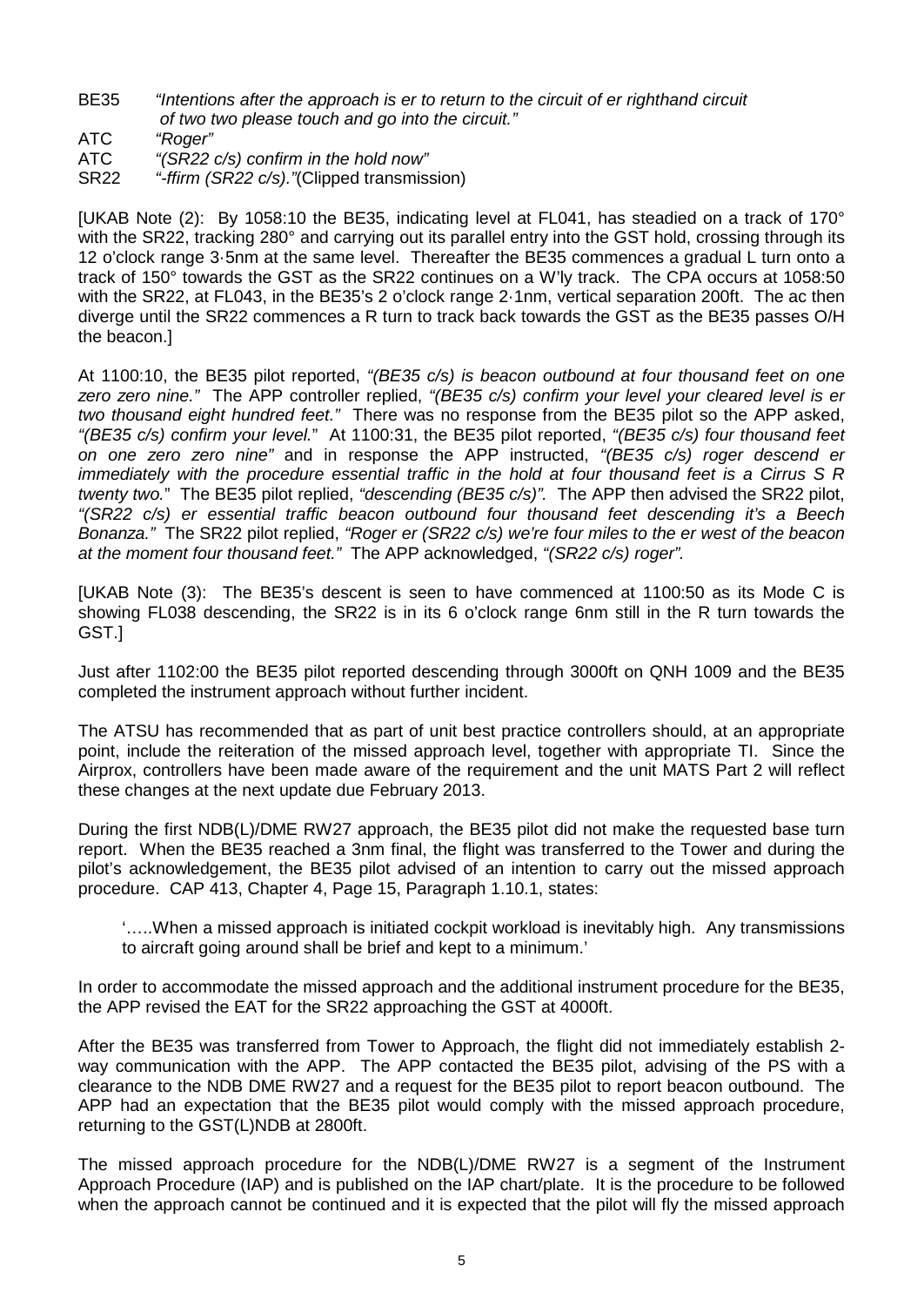BE35 *"Intentions after the approach is er to return to the circuit of er righthand circuit of two two please touch and go into the circuit."*

ATC *"Roger"*

ATC *"(SR22 c/s) confirm in the hold now"*

SR22 *"-ffirm (SR22 c/s)."*(Clipped transmission)

[UKAB Note (2): By 1058:10 the BE35, indicating level at FL041, has steadied on a track of 170° with the SR22, tracking 280° and carrying out its parallel entry into the GST hold, crossing through its 12 o'clock range 3·5nm at the same level. Thereafter the BE35 commences a gradual L turn onto a track of 150° towards the GST as the SR22 continues on a W'ly track. The CPA occurs at 1058:50 with the SR22, at FL043, in the BE35's 2 o'clock range 2·1nm, vertical separation 200ft. The ac then diverge until the SR22 commences a R turn to track back towards the GST as the BE35 passes O/H the beacon.]

At 1100:10, the BE35 pilot reported, *"(BE35 c/s) is beacon outbound at four thousand feet on one zero zero nine."* The APP controller replied, *"(BE35 c/s) confirm your level your cleared level is er two thousand eight hundred feet."* There was no response from the BE35 pilot so the APP asked, *"(BE35 c/s) confirm your level."* At 1100:31, the BE35 pilot reported, *"(BE35 c/s) four thousand feet on one zero zero nine"* and in response the APP instructed, *"(BE35 c/s) roger descend er immediately with the procedure essential traffic in the hold at four thousand feet is a Cirrus S R twenty two."* The BE35 pilot replied, *"descending (BE35 c/s)".* The APP then advised the SR22 pilot, *"(SR22 c/s) er essential traffic beacon outbound four thousand feet descending it's a Beech Bonanza."* The SR22 pilot replied, *"Roger er (SR22 c/s) we're four miles to the er west of the beacon at the moment four thousand feet."* The APP acknowledged, *"(SR22 c/s) roger".*

[UKAB Note (3): The BE35's descent is seen to have commenced at 1100:50 as its Mode C is showing FL038 descending, the SR22 is in its 6 o'clock range 6nm still in the R turn towards the GST.]

Just after 1102:00 the BE35 pilot reported descending through 3000ft on QNH 1009 and the BE35 completed the instrument approach without further incident.

The ATSU has recommended that as part of unit best practice controllers should, at an appropriate point, include the reiteration of the missed approach level, together with appropriate TI. Since the Airprox, controllers have been made aware of the requirement and the unit MATS Part 2 will reflect these changes at the next update due February 2013.

During the first NDB(L)/DME RW27 approach, the BE35 pilot did not make the requested base turn report. When the BE35 reached a 3nm final, the flight was transferred to the Tower and during the pilot's acknowledgement, the BE35 pilot advised of an intention to carry out the missed approach procedure. CAP 413, Chapter 4, Page 15, Paragraph 1.10.1, states:

> '…..When a missed approach is initiated cockpit workload is inevitably high. Any transmissions to aircraft going around shall be brief and kept to a minimum.'

In order to accommodate the missed approach and the additional instrument procedure for the BE35, the APP revised the EAT for the SR22 approaching the GST at 4000ft.

After the BE35 was transferred from Tower to Approach, the flight did not immediately establish 2-way communication with the APP. The APP contacted the BE35 pilot, advising of the PS with a clearance to the NDB DME RW27 and a request for the BE35 pilot to report beacon outbound. The APP had an expectation that the BE35 pilot would comply with the missed approach procedure, returning to the GST(L)NDB at 2800ft.

The missed approach procedure for the NDB(L)/DME RW27 is a segment of the Instrument Approach Procedure (IAP) and is published on the IAP chart/plate. It is the procedure to be followed when the approach cannot be continued and it is expected that the pilot will fly the missed approach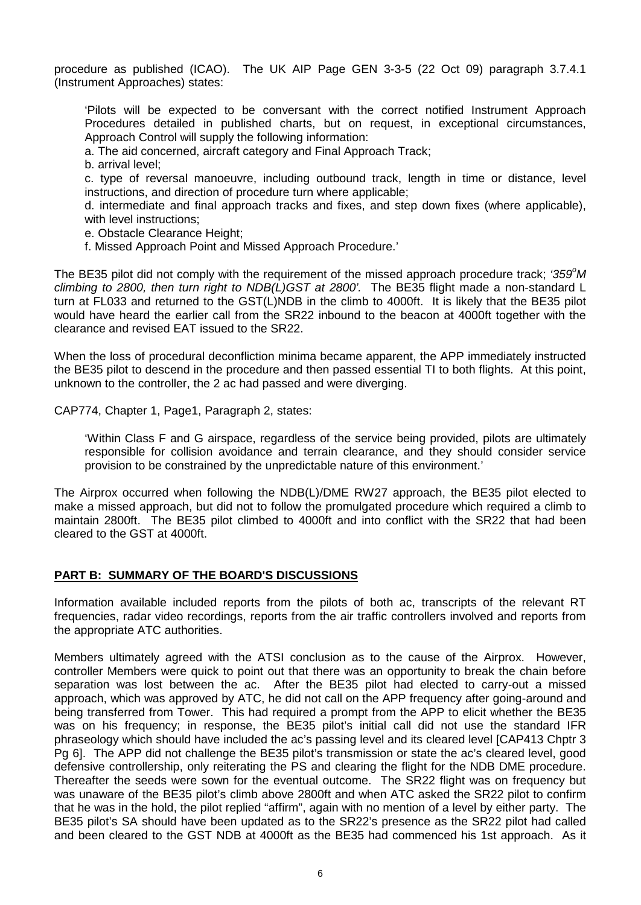procedure as published (ICAO). The UK AIP Page GEN 3-3-5 (22 Oct 09) paragraph 3.7.4.1 (Instrument Approaches) states:

> 'Pilots will be expected to be conversant with the correct notified Instrument Approach Procedures detailed in published charts, but on request, in exceptional circumstances, Approach Control will supply the following information:
>
> a. The aid concerned, aircraft category and Final Approach Track;
>
> b. arrival level;
>
> c. type of reversal manoeuvre, including outbound track, length in time or distance, level instructions, and direction of procedure turn where applicable;
>
> d. intermediate and final approach tracks and fixes, and step down fixes (where applicable), with level instructions;
>
> e. Obstacle Clearance Height;
>
> f. Missed Approach Point and Missed Approach Procedure.'

The BE35 pilot did not comply with the requirement of the missed approach procedure track; *'359°M climbing to 2800, then turn right to NDB(L)GST at 2800'*. The BE35 flight made a non-standard L turn at FL033 and returned to the GST(L)NDB in the climb to 4000ft. It is likely that the BE35 pilot would have heard the earlier call from the SR22 inbound to the beacon at 4000ft together with the clearance and revised EAT issued to the SR22.

When the loss of procedural deconfliction minima became apparent, the APP immediately instructed the BE35 pilot to descend in the procedure and then passed essential TI to both flights. At this point, unknown to the controller, the 2 ac had passed and were diverging.

CAP774, Chapter 1, Page1, Paragraph 2, states:

> 'Within Class F and G airspace, regardless of the service being provided, pilots are ultimately responsible for collision avoidance and terrain clearance, and they should consider service provision to be constrained by the unpredictable nature of this environment.'

The Airprox occurred when following the NDB(L)/DME RW27 approach, the BE35 pilot elected to make a missed approach, but did not to follow the promulgated procedure which required a climb to maintain 2800ft. The BE35 pilot climbed to 4000ft and into conflict with the SR22 that had been cleared to the GST at 4000ft.

## PART B: SUMMARY OF THE BOARD'S DISCUSSIONS

Information available included reports from the pilots of both ac, transcripts of the relevant RT frequencies, radar video recordings, reports from the air traffic controllers involved and reports from the appropriate ATC authorities.

Members ultimately agreed with the ATSI conclusion as to the cause of the Airprox. However, controller Members were quick to point out that there was an opportunity to break the chain before separation was lost between the ac. After the BE35 pilot had elected to carry-out a missed approach, which was approved by ATC, he did not call on the APP frequency after going-around and being transferred from Tower. This had required a prompt from the APP to elicit whether the BE35 was on his frequency; in response, the BE35 pilot's initial call did not use the standard IFR phraseology which should have included the ac's passing level and its cleared level [CAP413 Chptr 3 Pg 6]. The APP did not challenge the BE35 pilot's transmission or state the ac's cleared level, good defensive controllership, only reiterating the PS and clearing the flight for the NDB DME procedure. Thereafter the seeds were sown for the eventual outcome. The SR22 flight was on frequency but was unaware of the BE35 pilot's climb above 2800ft and when ATC asked the SR22 pilot to confirm that he was in the hold, the pilot replied "affirm", again with no mention of a level by either party. The BE35 pilot's SA should have been updated as to the SR22's presence as the SR22 pilot had called and been cleared to the GST NDB at 4000ft as the BE35 had commenced his 1st approach. As it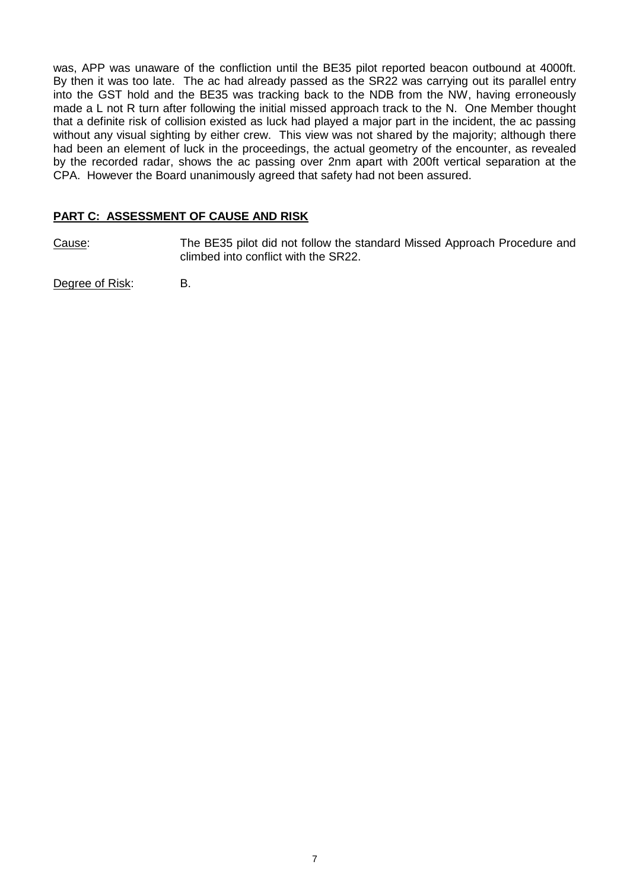was, APP was unaware of the confliction until the BE35 pilot reported beacon outbound at 4000ft. By then it was too late. The ac had already passed as the SR22 was carrying out its parallel entry into the GST hold and the BE35 was tracking back to the NDB from the NW, having erroneously made a L not R turn after following the initial missed approach track to the N. One Member thought that a definite risk of collision existed as luck had played a major part in the incident, the ac passing without any visual sighting by either crew. This view was not shared by the majority; although there had been an element of luck in the proceedings, the actual geometry of the encounter, as revealed by the recorded radar, shows the ac passing over 2nm apart with 200ft vertical separation at the CPA. However the Board unanimously agreed that safety had not been assured.

**PART C: ASSESSMENT OF CAUSE AND RISK**

Cause: The BE35 pilot did not follow the standard Missed Approach Procedure and climbed into conflict with the SR22.

Degree of Risk: B.